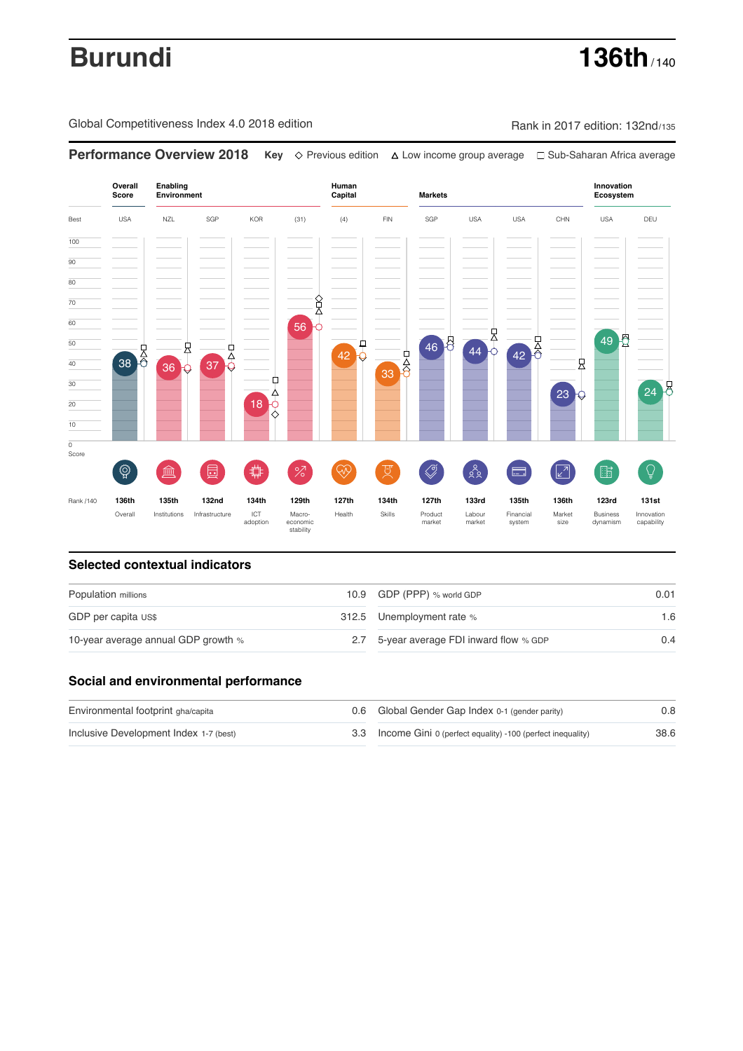# Burundi

**136th** / 140

Global Competitiveness Index 4.0 2018 edition

Rank in 2017 edition: 132nd/135

## Performance Overview 2018

**Key** ◇ Previous edition △ Low income group average □ Sub-Saharan Africa average

| | Overall Score | Enabling Environment | | | | Human Capital | | Markets | | | | Innovation Ecosystem | |
|---|---|---|---|---|---|---|---|---|---|---|---|---|---|
| Best | USA | NZL | SGP | KOR | (31) | (4) | FIN | SGP | USA | USA | CHN | USA | DEU |
| Score | 38 | 36 | 37 | 18 | 56 | 42 | 33 | 46 | 44 | 42 | 23 | 49 | 24 |
| Rank /140 | 136th | 135th | 132nd | 134th | 129th | 127th | 134th | 127th | 133rd | 135th | 136th | 123rd | 131st |
| | Overall | Institutions | Infrastructure | ICT adoption | Macro-economic stability | Health | Skills | Product market | Labour market | Financial system | Market size | Business dynamism | Innovation capability |

## Selected contextual indicators

| | | | |
|---|---|---|---|
| Population millions | 10.9 | GDP (PPP) % world GDP | 0.01 |
| GDP per capita US$ | 312.5 | Unemployment rate % | 1.6 |
| 10-year average annual GDP growth % | 2.7 | 5-year average FDI inward flow % GDP | 0.4 |

## Social and environmental performance

| | | | |
|---|---|---|---|
| Environmental footprint gha/capita | 0.6 | Global Gender Gap Index 0-1 (gender parity) | 0.8 |
| Inclusive Development Index 1-7 (best) | 3.3 | Income Gini 0 (perfect equality) -100 (perfect inequality) | 38.6 |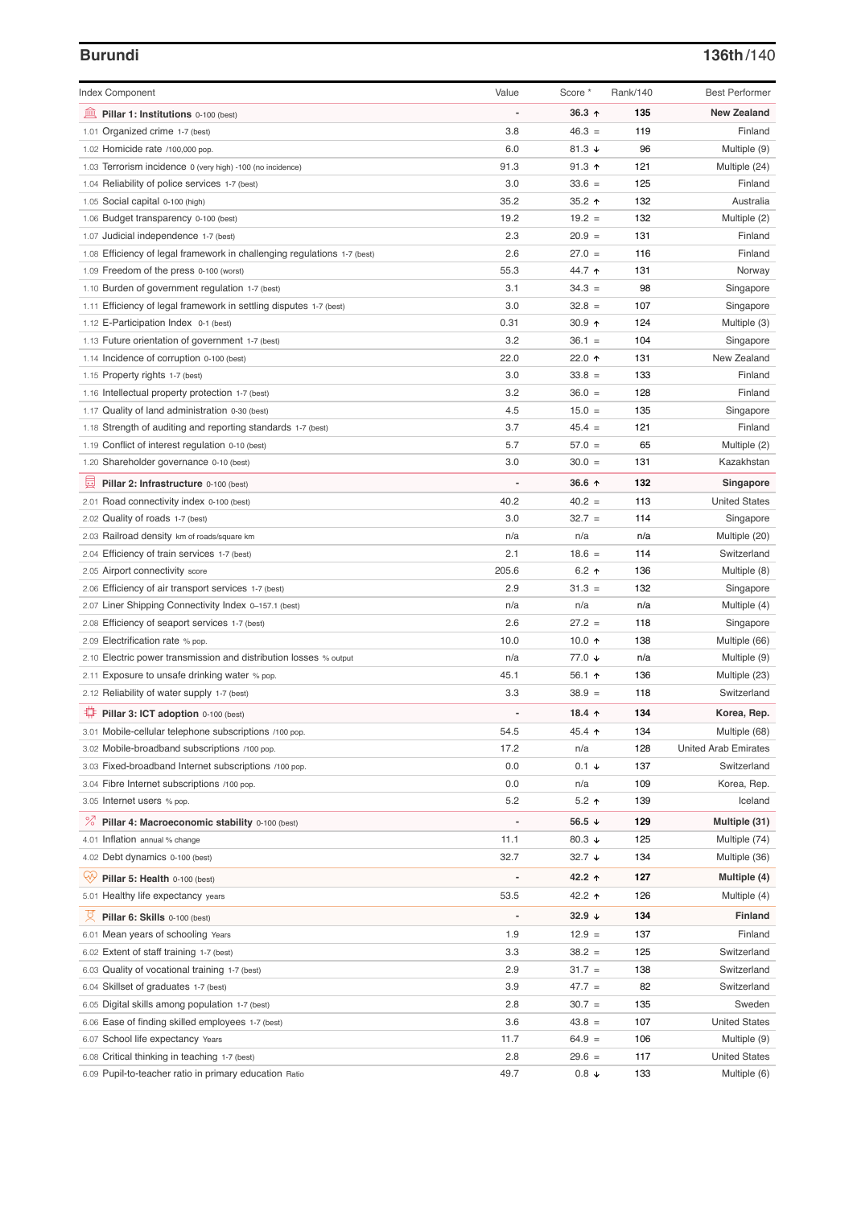## Burundi

**136th/140**

| Index Component | Value | Score * | Rank/140 | Best Performer |
|---|---|---|---|---|
| **Pillar 1: Institutions** 0-100 (best) | - | **36.3 ↑** | **135** | **New Zealand** |
| 1.01 Organized crime 1-7 (best) | 3.8 | 46.3 = | 119 | Finland |
| 1.02 Homicide rate /100,000 pop. | 6.0 | 81.3 ↓ | 96 | Multiple (9) |
| 1.03 Terrorism incidence 0 (very high) -100 (no incidence) | 91.3 | 91.3 ↑ | 121 | Multiple (24) |
| 1.04 Reliability of police services 1-7 (best) | 3.0 | 33.6 = | 125 | Finland |
| 1.05 Social capital 0-100 (high) | 35.2 | 35.2 ↑ | 132 | Australia |
| 1.06 Budget transparency 0-100 (best) | 19.2 | 19.2 = | 132 | Multiple (2) |
| 1.07 Judicial independence 1-7 (best) | 2.3 | 20.9 = | 131 | Finland |
| 1.08 Efficiency of legal framework in challenging regulations 1-7 (best) | 2.6 | 27.0 = | 116 | Finland |
| 1.09 Freedom of the press 0-100 (worst) | 55.3 | 44.7 ↑ | 131 | Norway |
| 1.10 Burden of government regulation 1-7 (best) | 3.1 | 34.3 = | 98 | Singapore |
| 1.11 Efficiency of legal framework in settling disputes 1-7 (best) | 3.0 | 32.8 = | 107 | Singapore |
| 1.12 E-Participation Index 0-1 (best) | 0.31 | 30.9 ↑ | 124 | Multiple (3) |
| 1.13 Future orientation of government 1-7 (best) | 3.2 | 36.1 = | 104 | Singapore |
| 1.14 Incidence of corruption 0-100 (best) | 22.0 | 22.0 ↑ | 131 | New Zealand |
| 1.15 Property rights 1-7 (best) | 3.0 | 33.8 = | 133 | Finland |
| 1.16 Intellectual property protection 1-7 (best) | 3.2 | 36.0 = | 128 | Finland |
| 1.17 Quality of land administration 0-30 (best) | 4.5 | 15.0 = | 135 | Singapore |
| 1.18 Strength of auditing and reporting standards 1-7 (best) | 3.7 | 45.4 = | 121 | Finland |
| 1.19 Conflict of interest regulation 0-10 (best) | 5.7 | 57.0 = | 65 | Multiple (2) |
| 1.20 Shareholder governance 0-10 (best) | 3.0 | 30.0 = | 131 | Kazakhstan |
| **Pillar 2: Infrastructure** 0-100 (best) | - | **36.6 ↑** | **132** | **Singapore** |
| 2.01 Road connectivity index 0-100 (best) | 40.2 | 40.2 = | 113 | United States |
| 2.02 Quality of roads 1-7 (best) | 3.0 | 32.7 = | 114 | Singapore |
| 2.03 Railroad density km of roads/square km | n/a | n/a | n/a | Multiple (20) |
| 2.04 Efficiency of train services 1-7 (best) | 2.1 | 18.6 = | 114 | Switzerland |
| 2.05 Airport connectivity score | 205.6 | 6.2 ↑ | 136 | Multiple (8) |
| 2.06 Efficiency of air transport services 1-7 (best) | 2.9 | 31.3 = | 132 | Singapore |
| 2.07 Liner Shipping Connectivity Index 0–157.1 (best) | n/a | n/a | n/a | Multiple (4) |
| 2.08 Efficiency of seaport services 1-7 (best) | 2.6 | 27.2 = | 118 | Singapore |
| 2.09 Electrification rate % pop. | 10.0 | 10.0 ↑ | 138 | Multiple (66) |
| 2.10 Electric power transmission and distribution losses % output | n/a | 77.0 ↓ | n/a | Multiple (9) |
| 2.11 Exposure to unsafe drinking water % pop. | 45.1 | 56.1 ↑ | 136 | Multiple (23) |
| 2.12 Reliability of water supply 1-7 (best) | 3.3 | 38.9 = | 118 | Switzerland |
| **Pillar 3: ICT adoption** 0-100 (best) | - | **18.4 ↑** | **134** | **Korea, Rep.** |
| 3.01 Mobile-cellular telephone subscriptions /100 pop. | 54.5 | 45.4 ↑ | 134 | Multiple (68) |
| 3.02 Mobile-broadband subscriptions /100 pop. | 17.2 | n/a | 128 | United Arab Emirates |
| 3.03 Fixed-broadband Internet subscriptions /100 pop. | 0.0 | 0.1 ↓ | 137 | Switzerland |
| 3.04 Fibre Internet subscriptions /100 pop. | 0.0 | n/a | 109 | Korea, Rep. |
| 3.05 Internet users % pop. | 5.2 | 5.2 ↑ | 139 | Iceland |
| **Pillar 4: Macroeconomic stability** 0-100 (best) | - | **56.5 ↓** | **129** | **Multiple (31)** |
| 4.01 Inflation annual % change | 11.1 | 80.3 ↓ | 125 | Multiple (74) |
| 4.02 Debt dynamics 0-100 (best) | 32.7 | 32.7 ↓ | 134 | Multiple (36) |
| **Pillar 5: Health** 0-100 (best) | - | **42.2 ↑** | **127** | **Multiple (4)** |
| 5.01 Healthy life expectancy years | 53.5 | 42.2 ↑ | 126 | Multiple (4) |
| **Pillar 6: Skills** 0-100 (best) | - | **32.9 ↓** | **134** | **Finland** |
| 6.01 Mean years of schooling Years | 1.9 | 12.9 = | 137 | Finland |
| 6.02 Extent of staff training 1-7 (best) | 3.3 | 38.2 = | 125 | Switzerland |
| 6.03 Quality of vocational training 1-7 (best) | 2.9 | 31.7 = | 138 | Switzerland |
| 6.04 Skillset of graduates 1-7 (best) | 3.9 | 47.7 = | 82 | Switzerland |
| 6.05 Digital skills among population 1-7 (best) | 2.8 | 30.7 = | 135 | Sweden |
| 6.06 Ease of finding skilled employees 1-7 (best) | 3.6 | 43.8 = | 107 | United States |
| 6.07 School life expectancy Years | 11.7 | 64.9 = | 106 | Multiple (9) |
| 6.08 Critical thinking in teaching 1-7 (best) | 2.8 | 29.6 = | 117 | United States |
| 6.09 Pupil-to-teacher ratio in primary education Ratio | 49.7 | 0.8 ↓ | 133 | Multiple (6) |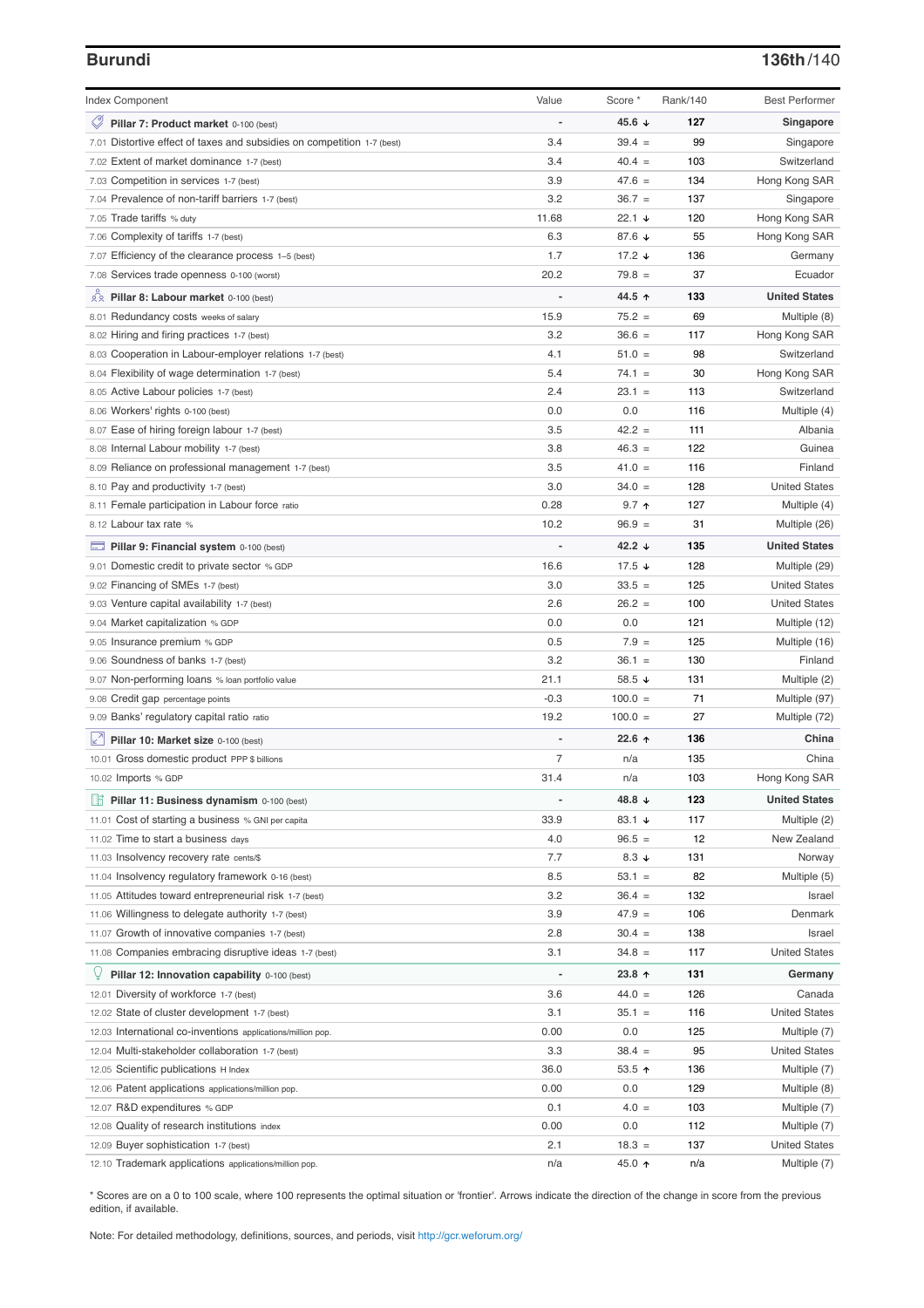## Burundi

**136th/140**

| Index Component | Value | Score * | Rank/140 | Best Performer |
|---|---|---|---|---|
| **Pillar 7: Product market** 0-100 (best) | - | **45.6 ↓** | **127** | **Singapore** |
| 7.01 Distortive effect of taxes and subsidies on competition 1-7 (best) | 3.4 | 39.4 = | 99 | Singapore |
| 7.02 Extent of market dominance 1-7 (best) | 3.4 | 40.4 = | 103 | Switzerland |
| 7.03 Competition in services 1-7 (best) | 3.9 | 47.6 = | 134 | Hong Kong SAR |
| 7.04 Prevalence of non-tariff barriers 1-7 (best) | 3.2 | 36.7 = | 137 | Singapore |
| 7.05 Trade tariffs % duty | 11.68 | 22.1 ↓ | 120 | Hong Kong SAR |
| 7.06 Complexity of tariffs 1-7 (best) | 6.3 | 87.6 ↓ | 55 | Hong Kong SAR |
| 7.07 Efficiency of the clearance process 1–5 (best) | 1.7 | 17.2 ↓ | 136 | Germany |
| 7.08 Services trade openness 0-100 (worst) | 20.2 | 79.8 = | 37 | Ecuador |
| **Pillar 8: Labour market** 0-100 (best) | - | **44.5 ↑** | **133** | **United States** |
| 8.01 Redundancy costs weeks of salary | 15.9 | 75.2 = | 69 | Multiple (8) |
| 8.02 Hiring and firing practices 1-7 (best) | 3.2 | 36.6 = | 117 | Hong Kong SAR |
| 8.03 Cooperation in Labour-employer relations 1-7 (best) | 4.1 | 51.0 = | 98 | Switzerland |
| 8.04 Flexibility of wage determination 1-7 (best) | 5.4 | 74.1 = | 30 | Hong Kong SAR |
| 8.05 Active Labour policies 1-7 (best) | 2.4 | 23.1 = | 113 | Switzerland |
| 8.06 Workers' rights 0-100 (best) | 0.0 | 0.0 | 116 | Multiple (4) |
| 8.07 Ease of hiring foreign labour 1-7 (best) | 3.5 | 42.2 = | 111 | Albania |
| 8.08 Internal Labour mobility 1-7 (best) | 3.8 | 46.3 = | 122 | Guinea |
| 8.09 Reliance on professional management 1-7 (best) | 3.5 | 41.0 = | 116 | Finland |
| 8.10 Pay and productivity 1-7 (best) | 3.0 | 34.0 = | 128 | United States |
| 8.11 Female participation in Labour force ratio | 0.28 | 9.7 ↑ | 127 | Multiple (4) |
| 8.12 Labour tax rate % | 10.2 | 96.9 = | 31 | Multiple (26) |
| **Pillar 9: Financial system** 0-100 (best) | - | **42.2 ↓** | **135** | **United States** |
| 9.01 Domestic credit to private sector % GDP | 16.6 | 17.5 ↓ | 128 | Multiple (29) |
| 9.02 Financing of SMEs 1-7 (best) | 3.0 | 33.5 = | 125 | United States |
| 9.03 Venture capital availability 1-7 (best) | 2.6 | 26.2 = | 100 | United States |
| 9.04 Market capitalization % GDP | 0.0 | 0.0 | 121 | Multiple (12) |
| 9.05 Insurance premium % GDP | 0.5 | 7.9 = | 125 | Multiple (16) |
| 9.06 Soundness of banks 1-7 (best) | 3.2 | 36.1 = | 130 | Finland |
| 9.07 Non-performing loans % loan portfolio value | 21.1 | 58.5 ↓ | 131 | Multiple (2) |
| 9.08 Credit gap percentage points | -0.3 | 100.0 = | 71 | Multiple (97) |
| 9.09 Banks' regulatory capital ratio ratio | 19.2 | 100.0 = | 27 | Multiple (72) |
| **Pillar 10: Market size** 0-100 (best) | - | **22.6 ↑** | **136** | **China** |
| 10.01 Gross domestic product PPP $ billions | 7 | n/a | 135 | China |
| 10.02 Imports % GDP | 31.4 | n/a | 103 | Hong Kong SAR |
| **Pillar 11: Business dynamism** 0-100 (best) | - | **48.8 ↓** | **123** | **United States** |
| 11.01 Cost of starting a business % GNI per capita | 33.9 | 83.1 ↓ | 117 | Multiple (2) |
| 11.02 Time to start a business days | 4.0 | 96.5 = | 12 | New Zealand |
| 11.03 Insolvency recovery rate cents/$ | 7.7 | 8.3 ↓ | 131 | Norway |
| 11.04 Insolvency regulatory framework 0-16 (best) | 8.5 | 53.1 = | 82 | Multiple (5) |
| 11.05 Attitudes toward entrepreneurial risk 1-7 (best) | 3.2 | 36.4 = | 132 | Israel |
| 11.06 Willingness to delegate authority 1-7 (best) | 3.9 | 47.9 = | 106 | Denmark |
| 11.07 Growth of innovative companies 1-7 (best) | 2.8 | 30.4 = | 138 | Israel |
| 11.08 Companies embracing disruptive ideas 1-7 (best) | 3.1 | 34.8 = | 117 | United States |
| **Pillar 12: Innovation capability** 0-100 (best) | - | **23.8 ↑** | **131** | **Germany** |
| 12.01 Diversity of workforce 1-7 (best) | 3.6 | 44.0 = | 126 | Canada |
| 12.02 State of cluster development 1-7 (best) | 3.1 | 35.1 = | 116 | United States |
| 12.03 International co-inventions applications/million pop. | 0.00 | 0.0 | 125 | Multiple (7) |
| 12.04 Multi-stakeholder collaboration 1-7 (best) | 3.3 | 38.4 = | 95 | United States |
| 12.05 Scientific publications H Index | 36.0 | 53.5 ↑ | 136 | Multiple (7) |
| 12.06 Patent applications applications/million pop. | 0.00 | 0.0 | 129 | Multiple (8) |
| 12.07 R&D expenditures % GDP | 0.1 | 4.0 = | 103 | Multiple (7) |
| 12.08 Quality of research institutions index | 0.00 | 0.0 | 112 | Multiple (7) |
| 12.09 Buyer sophistication 1-7 (best) | 2.1 | 18.3 = | 137 | United States |
| 12.10 Trademark applications applications/million pop. | n/a | 45.0 ↑ | n/a | Multiple (7) |

* Scores are on a 0 to 100 scale, where 100 represents the optimal situation or 'frontier'. Arrows indicate the direction of the change in score from the previous edition, if available.

Note: For detailed methodology, definitions, sources, and periods, visit http://gcr.weforum.org/